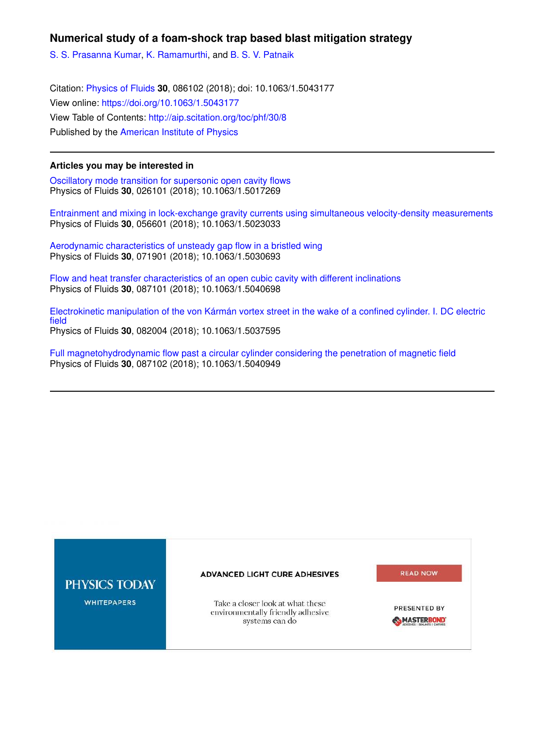# Numerical study of a foam-shock trap based blast mitigation strategy

S. S. Prasanna Kumar, K. Ramamurthi, and B. S. V. Patnaik

Citation: Physics of Fluids **30**, 086102 (2018); doi: 10.1063/1.5043177

View online: https://doi.org/10.1063/1.5043177

View Table of Contents: http://aip.scitation.org/toc/phf/30/8

Published by the American Institute of Physics

---

## Articles you may be interested in

Oscillatory mode transition for supersonic open cavity flows
Physics of Fluids **30**, 026101 (2018); 10.1063/1.5017269

Entrainment and mixing in lock-exchange gravity currents using simultaneous velocity-density measurements
Physics of Fluids **30**, 056601 (2018); 10.1063/1.5023033

Aerodynamic characteristics of unsteady gap flow in a bristled wing
Physics of Fluids **30**, 071901 (2018); 10.1063/1.5030693

Flow and heat transfer characteristics of an open cubic cavity with different inclinations
Physics of Fluids **30**, 087101 (2018); 10.1063/1.5040698

Electrokinetic manipulation of the von Kármán vortex street in the wake of a confined cylinder. I. DC electric field
Physics of Fluids **30**, 082004 (2018); 10.1063/1.5037595

Full magnetohydrodynamic flow past a circular cylinder considering the penetration of magnetic field
Physics of Fluids **30**, 087102 (2018); 10.1063/1.5040949

---

PHYSICS TODAY WHITEPAPERS

ADVANCED LIGHT CURE ADHESIVES

Take a closer look at what these environmentally friendly adhesive systems can do

READ NOW

PRESENTED BY MASTERBOND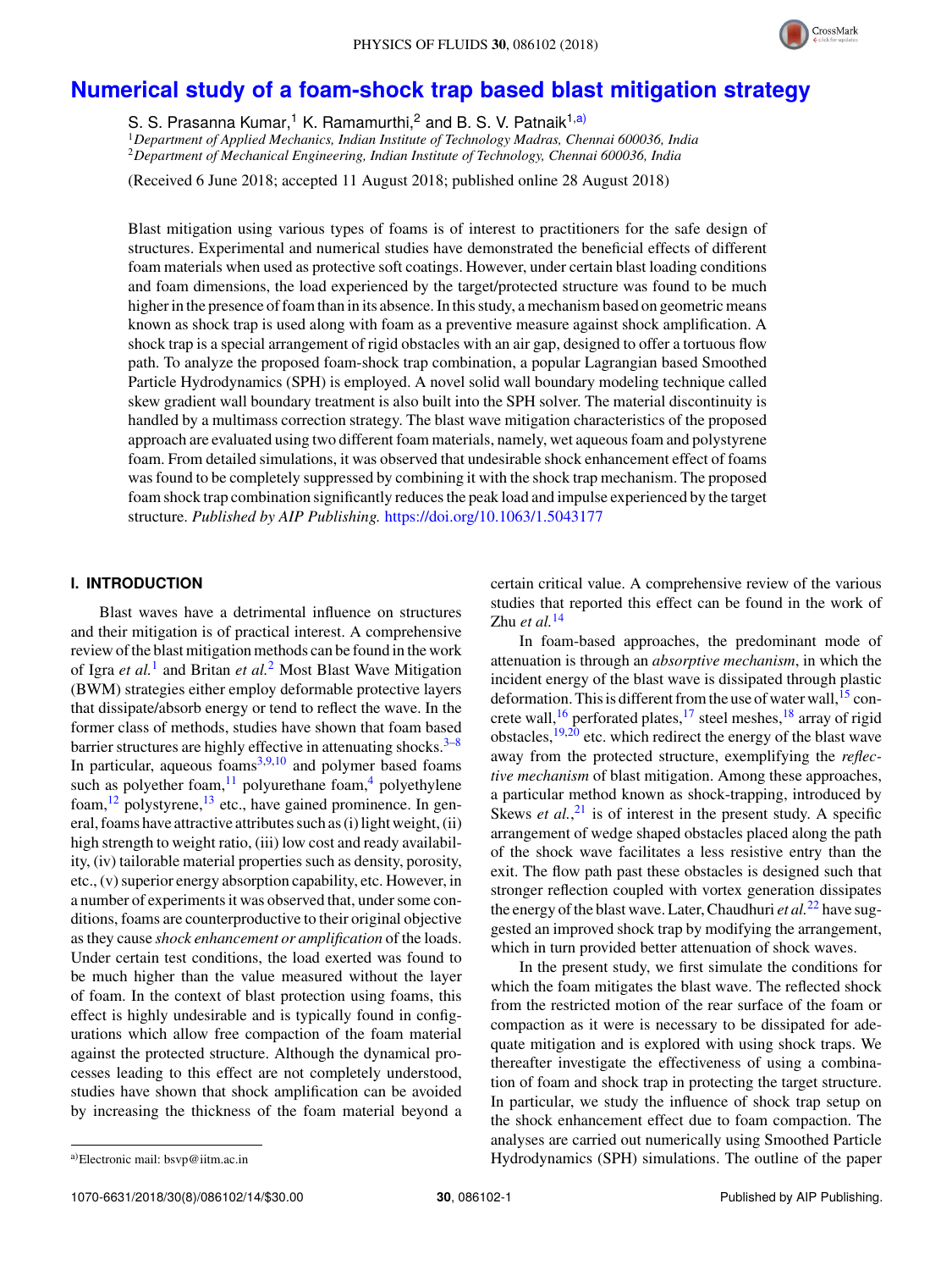# Numerical study of a foam-shock trap based blast mitigation strategy

S. S. Prasanna Kumar,[1] K. Ramamurthi,[2] and B. S. V. Patnaik[1,a)]

[1]Department of Applied Mechanics, Indian Institute of Technology Madras, Chennai 600036, India
[2]Department of Mechanical Engineering, Indian Institute of Technology, Chennai 600036, India

(Received 6 June 2018; accepted 11 August 2018; published online 28 August 2018)

Blast mitigation using various types of foams is of interest to practitioners for the safe design of structures. Experimental and numerical studies have demonstrated the beneficial effects of different foam materials when used as protective soft coatings. However, under certain blast loading conditions and foam dimensions, the load experienced by the target/protected structure was found to be much higher in the presence of foam than in its absence. In this study, a mechanism based on geometric means known as shock trap is used along with foam as a preventive measure against shock amplification. A shock trap is a special arrangement of rigid obstacles with an air gap, designed to offer a tortuous flow path. To analyze the proposed foam-shock trap combination, a popular Lagrangian based Smoothed Particle Hydrodynamics (SPH) is employed. A novel solid wall boundary modeling technique called skew gradient wall boundary treatment is also built into the SPH solver. The material discontinuity is handled by a multimass correction strategy. The blast wave mitigation characteristics of the proposed approach are evaluated using two different foam materials, namely, wet aqueous foam and polystyrene foam. From detailed simulations, it was observed that undesirable shock enhancement effect of foams was found to be completely suppressed by combining it with the shock trap mechanism. The proposed foam shock trap combination significantly reduces the peak load and impulse experienced by the target structure. *Published by AIP Publishing.* https://doi.org/10.1063/1.5043177

## I. INTRODUCTION

Blast waves have a detrimental influence on structures and their mitigation is of practical interest. A comprehensive review of the blast mitigation methods can be found in the work of Igra *et al.*[1] and Britan *et al.*[2] Most Blast Wave Mitigation (BWM) strategies either employ deformable protective layers that dissipate/absorb energy or tend to reflect the wave. In the former class of methods, studies have shown that foam based barrier structures are highly effective in attenuating shocks.[3–8] In particular, aqueous foams[3,9,10] and polymer based foams such as polyether foam,[11] polyurethane foam,[4] polyethylene foam,[12] polystyrene,[13] etc., have gained prominence. In general, foams have attractive attributes such as (i) light weight, (ii) high strength to weight ratio, (iii) low cost and ready availability, (iv) tailorable material properties such as density, porosity, etc., (v) superior energy absorption capability, etc. However, in a number of experiments it was observed that, under some conditions, foams are counterproductive to their original objective as they cause *shock enhancement or amplification* of the loads. Under certain test conditions, the load exerted was found to be much higher than the value measured without the layer of foam. In the context of blast protection using foams, this effect is highly undesirable and is typically found in configurations which allow free compaction of the foam material against the protected structure. Although the dynamical processes leading to this effect are not completely understood, studies have shown that shock amplification can be avoided by increasing the thickness of the foam material beyond a certain critical value. A comprehensive review of the various studies that reported this effect can be found in the work of Zhu *et al.*[14]

In foam-based approaches, the predominant mode of attenuation is through an *absorptive mechanism*, in which the incident energy of the blast wave is dissipated through plastic deformation. This is different from the use of water wall,[15] concrete wall,[16] perforated plates,[17] steel meshes,[18] array of rigid obstacles,[19,20] etc. which redirect the energy of the blast wave away from the protected structure, exemplifying the *reflective mechanism* of blast mitigation. Among these approaches, a particular method known as shock-trapping, introduced by Skews *et al.*,[21] is of interest in the present study. A specific arrangement of wedge shaped obstacles placed along the path of the shock wave facilitates a less resistive entry than the exit. The flow path past these obstacles is designed such that stronger reflection coupled with vortex generation dissipates the energy of the blast wave. Later, Chaudhuri *et al.*[22] have suggested an improved shock trap by modifying the arrangement, which in turn provided better attenuation of shock waves.

In the present study, we first simulate the conditions for which the foam mitigates the blast wave. The reflected shock from the restricted motion of the rear surface of the foam or compaction as it were is necessary to be dissipated for adequate mitigation and is explored with using shock traps. We thereafter investigate the effectiveness of using a combination of foam and shock trap in protecting the target structure. In particular, we study the influence of shock trap setup on the shock enhancement effect due to foam compaction. The analyses are carried out numerically using Smoothed Particle Hydrodynamics (SPH) simulations. The outline of the paper

a)Electronic mail: bsvp@iitm.ac.in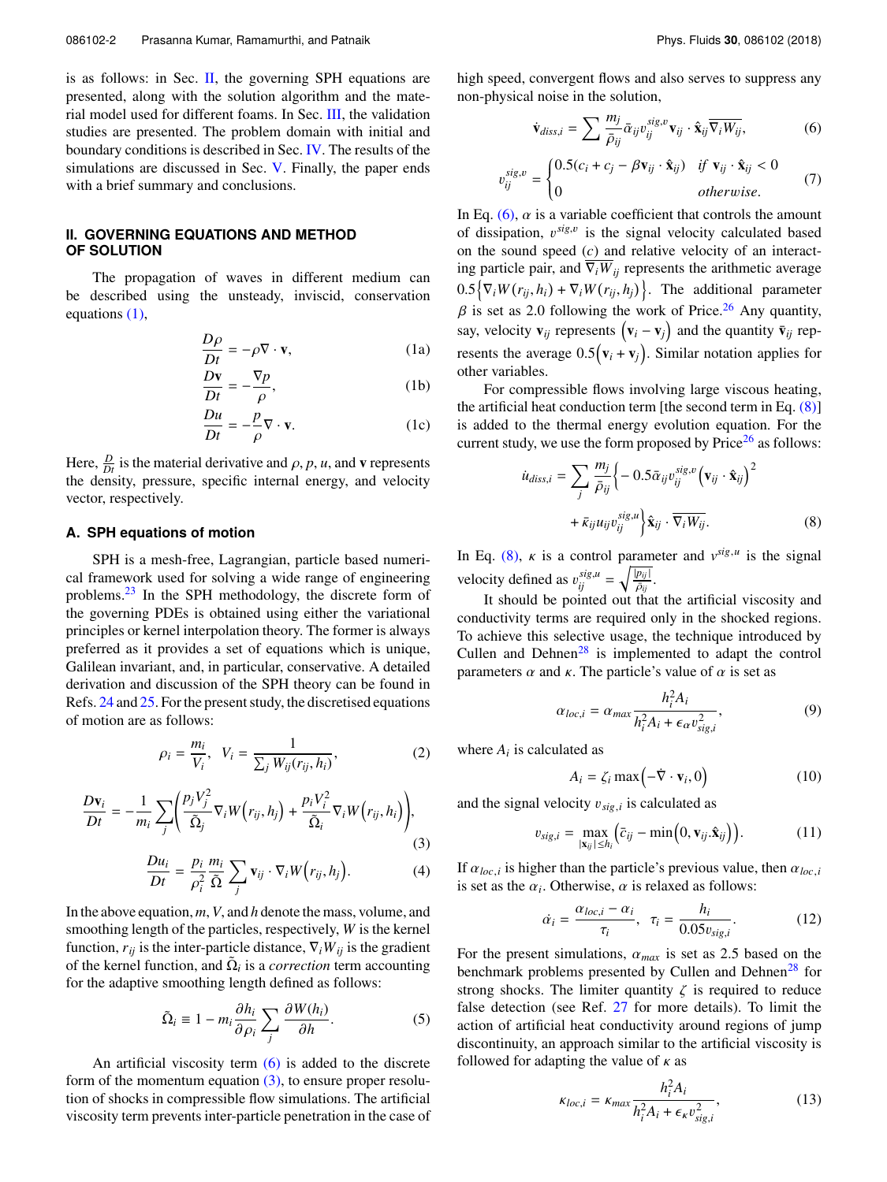is as follows: in Sec. II, the governing SPH equations are presented, along with the solution algorithm and the material model used for different foams. In Sec. III, the validation studies are presented. The problem domain with initial and boundary conditions is described in Sec. IV. The results of the simulations are discussed in Sec. V. Finally, the paper ends with a brief summary and conclusions.

## II. GOVERNING EQUATIONS AND METHOD OF SOLUTION

The propagation of waves in different medium can be described using the unsteady, inviscid, conservation equations (1),

$$\frac{D\rho}{Dt} = -\rho\nabla\cdot\mathbf{v}, \tag{1a}$$

$$\frac{D\mathbf{v}}{Dt} = -\frac{\nabla p}{\rho}, \tag{1b}$$

$$\frac{Du}{Dt} = -\frac{p}{\rho}\nabla\cdot\mathbf{v}. \tag{1c}$$

Here, $\frac{D}{Dt}$ is the material derivative and $\rho, p, u$, and $\mathbf{v}$ represents the density, pressure, specific internal energy, and velocity vector, respectively.

### A. SPH equations of motion

SPH is a mesh-free, Lagrangian, particle based numerical framework used for solving a wide range of engineering problems.[23] In the SPH methodology, the discrete form of the governing PDEs is obtained using either the variational principles or kernel interpolation theory. The former is always preferred as it provides a set of equations which is unique, Galilean invariant, and, in particular, conservative. A detailed derivation and discussion of the SPH theory can be found in Refs. 24 and 25. For the present study, the discretised equations of motion are as follows:

$$\rho_i = \frac{m_i}{V_i}, \quad V_i = \frac{1}{\sum_j W_{ij}(r_{ij}, h_i)}, \tag{2}$$

$$\frac{D\mathbf{v}_i}{Dt} = -\frac{1}{m_i}\sum_j\left(\frac{p_j V_j^2}{\tilde{\Omega}_j}\nabla_i W\left(r_{ij}, h_j\right) + \frac{p_i V_i^2}{\tilde{\Omega}_i}\nabla_i W\left(r_{ij}, h_i\right)\right), \tag{3}$$

$$\frac{Du_i}{Dt} = \frac{p_i}{\rho_i^2}\frac{m_i}{\tilde{\Omega}}\sum_j \mathbf{v}_{ij}\cdot\nabla_i W\left(r_{ij}, h_j\right). \tag{4}$$

In the above equation, $m$, $V$, and $h$ denote the mass, volume, and smoothing length of the particles, respectively, $W$ is the kernel function, $r_{ij}$ is the inter-particle distance, $\nabla_i W_{ij}$ is the gradient of the kernel function, and $\tilde{\Omega}_i$ is a *correction* term accounting for the adaptive smoothing length defined as follows:

$$\tilde{\Omega}_i \equiv 1 - m_i\frac{\partial h_i}{\partial \rho_i}\sum_j \frac{\partial W(h_i)}{\partial h}. \tag{5}$$

An artificial viscosity term (6) is added to the discrete form of the momentum equation (3), to ensure proper resolution of shocks in compressible flow simulations. The artificial viscosity term prevents inter-particle penetration in the case of high speed, convergent flows and also serves to suppress any non-physical noise in the solution,

$$\dot{\mathbf{v}}_{diss,i} = \sum \frac{m_j}{\bar{\rho}_{ij}}\bar{\alpha}_{ij}v_{ij}^{sig,v}\mathbf{v}_{ij}\cdot\hat{\mathbf{x}}_{ij}\overline{\nabla_i W_{ij}}, \tag{6}$$

$$v_{ij}^{sig,v} = \begin{cases} 0.5(c_i + c_j - \beta\mathbf{v}_{ij}\cdot\hat{\mathbf{x}}_{ij}) & if\ \mathbf{v}_{ij}\cdot\hat{\mathbf{x}}_{ij} < 0 \\ 0 & otherwise. \end{cases} \tag{7}$$

In Eq. (6), $\alpha$ is a variable coefficient that controls the amount of dissipation, $v^{sig,v}$ is the signal velocity calculated based on the sound speed ($c$) and relative velocity of an interacting particle pair, and $\overline{\nabla_i W_{ij}}$ represents the arithmetic average $0.5\left\{\nabla_i W(r_{ij}, h_i) + \nabla_i W(r_{ij}, h_j)\right\}$. The additional parameter $\beta$ is set as 2.0 following the work of Price.[26] Any quantity, say, velocity $\mathbf{v}_{ij}$ represents $\left(\mathbf{v}_i - \mathbf{v}_j\right)$ and the quantity $\bar{\mathbf{v}}_{ij}$ represents the average $0.5\left(\mathbf{v}_i + \mathbf{v}_j\right)$. Similar notation applies for other variables.

For compressible flows involving large viscous heating, the artificial heat conduction term [the second term in Eq. (8)] is added to the thermal energy evolution equation. For the current study, we use the form proposed by Price[26] as follows:

$$\dot{u}_{diss,i} = \sum_j \frac{m_j}{\bar{\rho}_{ij}}\left\{-0.5\bar{\alpha}_{ij}v_{ij}^{sig,v}\left(\mathbf{v}_{ij}\cdot\hat{\mathbf{x}}_{ij}\right)^2 + \bar{\kappa}_{ij}u_{ij}v_{ij}^{sig,u}\right\}\hat{\mathbf{x}}_{ij}\cdot\overline{\nabla_i W_{ij}}. \tag{8}$$

In Eq. (8), $\kappa$ is a control parameter and $v^{sig,u}$ is the signal velocity defined as $v_{ij}^{sig,u} = \sqrt{\frac{|p_{ij}|}{\bar{\rho}_{ij}}}$.

It should be pointed out that the artificial viscosity and conductivity terms are required only in the shocked regions. To achieve this selective usage, the technique introduced by Cullen and Dehnen[28] is implemented to adapt the control parameters $\alpha$ and $\kappa$. The particle's value of $\alpha$ is set as

$$\alpha_{loc,i} = \alpha_{max}\frac{h_i^2 A_i}{h_i^2 A_i + \epsilon_\alpha v_{sig,i}^2}, \tag{9}$$

where $A_i$ is calculated as

$$A_i = \zeta_i \max\left(-\dot{\nabla}\cdot\mathbf{v}_i, 0\right) \tag{10}$$

and the signal velocity $v_{sig,i}$ is calculated as

$$v_{sig,i} = \max_{|\mathbf{x}_{ij}|\le h_i}\left(\bar{c}_{ij} - \min\left(0, \mathbf{v}_{ij}.\hat{\mathbf{x}}_{ij}\right)\right). \tag{11}$$

If $\alpha_{loc,i}$ is higher than the particle's previous value, then $\alpha_{loc,i}$ is set as the $\alpha_i$. Otherwise, $\alpha$ is relaxed as follows:

$$\dot{\alpha}_i = \frac{\alpha_{loc,i} - \alpha_i}{\tau_i}, \quad \tau_i = \frac{h_i}{0.05v_{sig,i}}. \tag{12}$$

For the present simulations, $\alpha_{max}$ is set as 2.5 based on the benchmark problems presented by Cullen and Dehnen[28] for strong shocks. The limiter quantity $\zeta$ is required to reduce false detection (see Ref. 27 for more details). To limit the action of artificial heat conductivity around regions of jump discontinuity, an approach similar to the artificial viscosity is followed for adapting the value of $\kappa$ as

$$\kappa_{loc,i} = \kappa_{max}\frac{h_i^2 A_i}{h_i^2 A_i + \epsilon_\kappa v_{sig,i}^2}, \tag{13}$$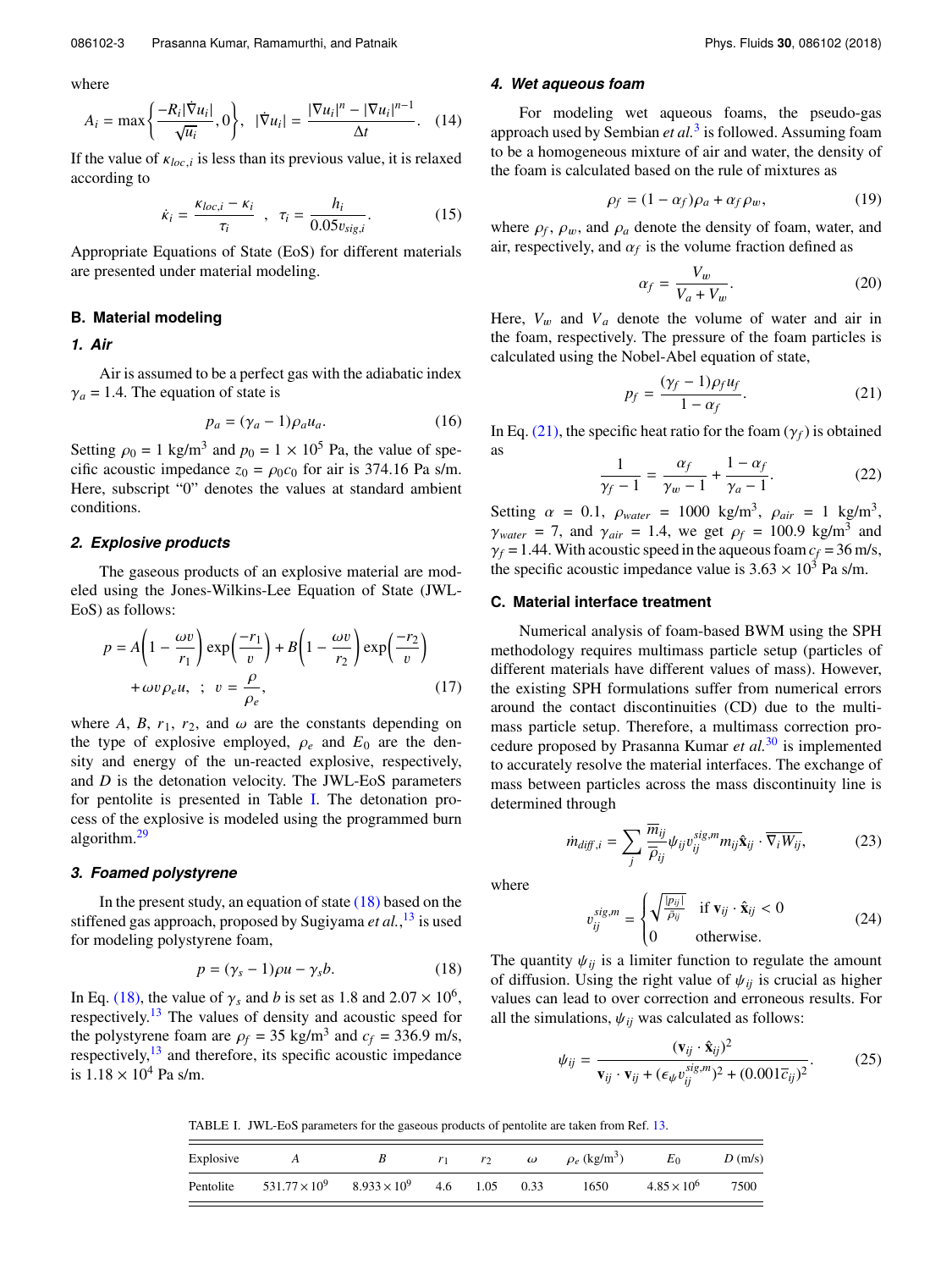where

$$A_i = \max\left\{\frac{-R_i|\dot{\nabla} u_i|}{\sqrt{u_i}}, 0\right\}, \quad |\dot{\nabla} u_i| = \frac{|\nabla u_i|^n - |\nabla u_i|^{n-1}}{\Delta t}. \quad (14)$$

If the value of $\kappa_{loc,i}$ is less than its previous value, it is relaxed according to

$$\dot{\kappa}_i = \frac{\kappa_{loc,i} - \kappa_i}{\tau_i} \quad , \quad \tau_i = \frac{h_i}{0.05 v_{sig,i}}. \quad (15)$$

Appropriate Equations of State (EoS) for different materials are presented under material modeling.

## B. Material modeling

### 1. Air

Air is assumed to be a perfect gas with the adiabatic index $\gamma_a = 1.4$. The equation of state is

$$p_a = (\gamma_a - 1)\rho_a u_a. \quad (16)$$

Setting $\rho_0 = 1$ kg/m$^3$ and $p_0 = 1 \times 10^5$ Pa, the value of specific acoustic impedance $z_0 = \rho_0 c_0$ for air is 374.16 Pa s/m. Here, subscript "0" denotes the values at standard ambient conditions.

### 2. Explosive products

The gaseous products of an explosive material are modeled using the Jones-Wilkins-Lee Equation of State (JWL-EoS) as follows:

$$p = A\left(1 - \frac{\omega v}{r_1}\right)\exp\left(\frac{-r_1}{v}\right) + B\left(1 - \frac{\omega v}{r_2}\right)\exp\left(\frac{-r_2}{v}\right) + \omega v \rho_e u, \ ; \ v = \frac{\rho}{\rho_e}, \quad (17)$$

where $A$, $B$, $r_1$, $r_2$, and $\omega$ are the constants depending on the type of explosive employed, $\rho_e$ and $E_0$ are the density and energy of the un-reacted explosive, respectively, and $D$ is the detonation velocity. The JWL-EoS parameters for pentolite is presented in Table I. The detonation process of the explosive is modeled using the programmed burn algorithm.[29]

### 3. Foamed polystyrene

In the present study, an equation of state (18) based on the stiffened gas approach, proposed by Sugiyama *et al.*,[13] is used for modeling polystyrene foam,

$$p = (\gamma_s - 1)\rho u - \gamma_s b. \quad (18)$$

In Eq. (18), the value of $\gamma_s$ and $b$ is set as 1.8 and $2.07 \times 10^6$, respectively.[13] The values of density and acoustic speed for the polystyrene foam are $\rho_f = 35$ kg/m$^3$ and $c_f = 336.9$ m/s, respectively,[13] and therefore, its specific acoustic impedance is $1.18 \times 10^4$ Pa s/m.

### 4. Wet aqueous foam

For modeling wet aqueous foams, the pseudo-gas approach used by Sembian *et al.*[3] is followed. Assuming foam to be a homogeneous mixture of air and water, the density of the foam is calculated based on the rule of mixtures as

$$\rho_f = (1 - \alpha_f)\rho_a + \alpha_f \rho_w, \quad (19)$$

where $\rho_f$, $\rho_w$, and $\rho_a$ denote the density of foam, water, and air, respectively, and $\alpha_f$ is the volume fraction defined as

$$\alpha_f = \frac{V_w}{V_a + V_w}. \quad (20)$$

Here, $V_w$ and $V_a$ denote the volume of water and air in the foam, respectively. The pressure of the foam particles is calculated using the Nobel-Abel equation of state,

$$p_f = \frac{(\gamma_f - 1)\rho_f u_f}{1 - \alpha_f}. \quad (21)$$

In Eq. (21), the specific heat ratio for the foam ($\gamma_f$) is obtained as

$$\frac{1}{\gamma_f - 1} = \frac{\alpha_f}{\gamma_w - 1} + \frac{1 - \alpha_f}{\gamma_a - 1}. \quad (22)$$

Setting $\alpha = 0.1$, $\rho_{water} = 1000$ kg/m$^3$, $\rho_{air} = 1$ kg/m$^3$, $\gamma_{water} = 7$, and $\gamma_{air} = 1.4$, we get $\rho_f = 100.9$ kg/m$^3$ and $\gamma_f = 1.44$. With acoustic speed in the aqueous foam $c_f = 36$ m/s, the specific acoustic impedance value is $3.63 \times 10^3$ Pa s/m.

## C. Material interface treatment

Numerical analysis of foam-based BWM using the SPH methodology requires multimass particle setup (particles of different materials have different values of mass). However, the existing SPH formulations suffer from numerical errors around the contact discontinuities (CD) due to the multi-mass particle setup. Therefore, a multimass correction procedure proposed by Prasanna Kumar *et al.*[30] is implemented to accurately resolve the material interfaces. The exchange of mass between particles across the mass discontinuity line is determined through

$$\dot{m}_{diff,i} = \sum_j \frac{\overline{m}_{ij}}{\overline{\rho}_{ij}} \psi_{ij} v_{ij}^{sig,m} m_{ij} \hat{\mathbf{x}}_{ij} \cdot \overline{\nabla_i W_{ij}}, \quad (23)$$

where

$$v_{ij}^{sig,m} = \begin{cases} \sqrt{\frac{|p_{ij}|}{\overline{\rho}_{ij}}} & \text{if } \mathbf{v}_{ij} \cdot \hat{\mathbf{x}}_{ij} < 0 \\ 0 & \text{otherwise.} \end{cases} \quad (24)$$

The quantity $\psi_{ij}$ is a limiter function to regulate the amount of diffusion. Using the right value of $\psi_{ij}$ is crucial as higher values can lead to over correction and erroneous results. For all the simulations, $\psi_{ij}$ was calculated as follows:

$$\psi_{ij} = \frac{(\mathbf{v}_{ij} \cdot \hat{\mathbf{x}}_{ij})^2}{\mathbf{v}_{ij} \cdot \mathbf{v}_{ij} + (\epsilon_\psi v_{ij}^{sig,m})^2 + (0.001\overline{c}_{ij})^2}. \quad (25)$$

TABLE I. JWL-EoS parameters for the gaseous products of pentolite are taken from Ref. 13.

| Explosive | $A$ | $B$ | $r_1$ | $r_2$ | $\omega$ | $\rho_e$ (kg/m$^3$) | $E_0$ | $D$ (m/s) |
|---|---|---|---|---|---|---|---|---|
| Pentolite | $531.77 \times 10^9$ | $8.933 \times 10^9$ | 4.6 | 1.05 | 0.33 | 1650 | $4.85 \times 10^6$ | 7500 |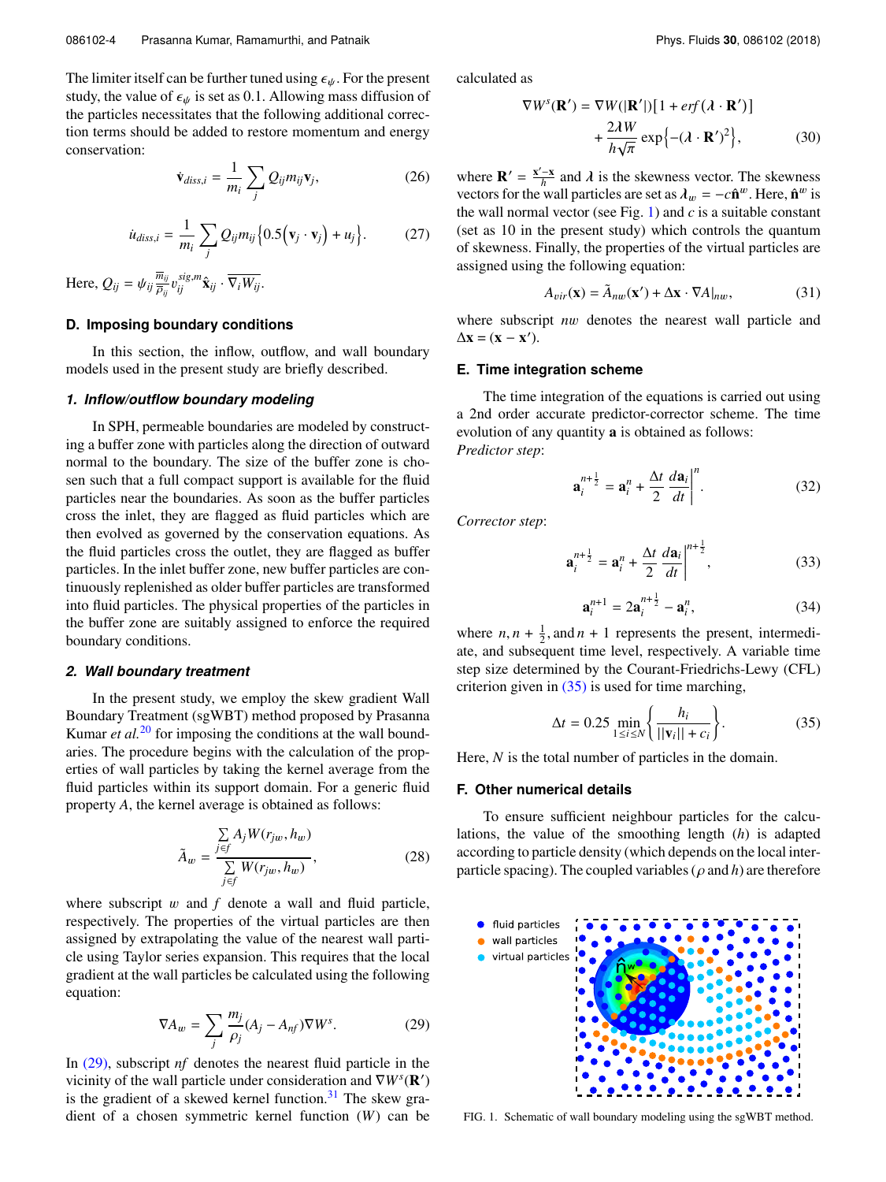The limiter itself can be further tuned using $\epsilon_\psi$. For the present study, the value of $\epsilon_\psi$ is set as 0.1. Allowing mass diffusion of the particles necessitates that the following additional correction terms should be added to restore momentum and energy conservation:

$$\dot{\mathbf{v}}_{diss,i} = \frac{1}{m_i}\sum_j Q_{ij} m_{ij} \mathbf{v}_j, \tag{26}$$

$$\dot{u}_{diss,i} = \frac{1}{m_i}\sum_j Q_{ij} m_{ij} \left\{0.5\left(\mathbf{v}_j \cdot \mathbf{v}_j\right) + u_j\right\}. \tag{27}$$

Here, $Q_{ij} = \psi_{ij} \frac{\overline{m}_{ij}}{\overline{\rho}_{ij}} v_{ij}^{sig,m} \hat{\mathbf{x}}_{ij} \cdot \overline{\nabla_i W_{ij}}$.

### D. Imposing boundary conditions

In this section, the inflow, outflow, and wall boundary models used in the present study are briefly described.

#### *1. Inflow/outflow boundary modeling*

In SPH, permeable boundaries are modeled by constructing a buffer zone with particles along the direction of outward normal to the boundary. The size of the buffer zone is chosen such that a full compact support is available for the fluid particles near the boundaries. As soon as the buffer particles cross the inlet, they are flagged as fluid particles which are then evolved as governed by the conservation equations. As the fluid particles cross the outlet, they are flagged as buffer particles. In the inlet buffer zone, new buffer particles are continuously replenished as older buffer particles are transformed into fluid particles. The physical properties of the particles in the buffer zone are suitably assigned to enforce the required boundary conditions.

#### *2. Wall boundary treatment*

In the present study, we employ the skew gradient Wall Boundary Treatment (sgWBT) method proposed by Prasanna Kumar *et al.*[20] for imposing the conditions at the wall boundaries. The procedure begins with the calculation of the properties of wall particles by taking the kernel average from the fluid particles within its support domain. For a generic fluid property $A$, the kernel average is obtained as follows:

$$\tilde{A}_w = \frac{\sum_{j \in f} A_j W(r_{jw}, h_w)}{\sum_{j \in f} W(r_{jw}, h_w)}, \tag{28}$$

where subscript $w$ and $f$ denote a wall and fluid particle, respectively. The properties of the virtual particles are then assigned by extrapolating the value of the nearest wall particle using Taylor series expansion. This requires that the local gradient at the wall particles be calculated using the following equation:

$$\nabla A_w = \sum_j \frac{m_j}{\rho_j}(A_j - A_{nf})\nabla W^s. \tag{29}$$

In (29), subscript $nf$ denotes the nearest fluid particle in the vicinity of the wall particle under consideration and $\nabla W^s(\mathbf{R}')$ is the gradient of a skewed kernel function.[31] The skew gradient of a chosen symmetric kernel function ($W$) can be calculated as

$$\nabla W^s(\mathbf{R}') = \nabla W(|\mathbf{R}'|)\left[1 + erf(\boldsymbol{\lambda} \cdot \mathbf{R}')\right] + \frac{2\lambda W}{h\sqrt{\pi}} \exp\left\{-(\boldsymbol{\lambda} \cdot \mathbf{R}')^2\right\}, \tag{30}$$

where $\mathbf{R}' = \frac{\mathbf{x}' - \mathbf{x}}{h}$ and $\boldsymbol{\lambda}$ is the skewness vector. The skewness vectors for the wall particles are set as $\boldsymbol{\lambda}_w = -c\hat{\mathbf{n}}^w$. Here, $\hat{\mathbf{n}}^w$ is the wall normal vector (see Fig. 1) and $c$ is a suitable constant (set as 10 in the present study) which controls the quantum of skewness. Finally, the properties of the virtual particles are assigned using the following equation:

$$A_{vir}(\mathbf{x}) = \tilde{A}_{nw}(\mathbf{x}') + \Delta\mathbf{x} \cdot \nabla A|_{nw}, \tag{31}$$

where subscript $nw$ denotes the nearest wall particle and $\Delta\mathbf{x} = (\mathbf{x} - \mathbf{x}')$.

### E. Time integration scheme

The time integration of the equations is carried out using a 2nd order accurate predictor-corrector scheme. The time evolution of any quantity $\mathbf{a}$ is obtained as follows:

*Predictor step*:

$$\mathbf{a}_i^{n+\frac{1}{2}} = \mathbf{a}_i^n + \frac{\Delta t}{2}\left.\frac{d\mathbf{a}_i}{dt}\right|^n. \tag{32}$$

*Corrector step*:

$$\mathbf{a}_i^{n+\frac{1}{2}} = \mathbf{a}_i^n + \frac{\Delta t}{2}\left.\frac{d\mathbf{a}_i}{dt}\right|^{n+\frac{1}{2}}, \tag{33}$$

$$\mathbf{a}_i^{n+1} = 2\mathbf{a}_i^{n+\frac{1}{2}} - \mathbf{a}_i^n, \tag{34}$$

where $n, n+\frac{1}{2}$, and $n+1$ represents the present, intermediate, and subsequent time level, respectively. A variable time step size determined by the Courant-Friedrichs-Lewy (CFL) criterion given in (35) is used for time marching,

$$\Delta t = 0.25 \min_{1 \le i \le N}\left\{\frac{h_i}{||\mathbf{v}_i|| + c_i}\right\}. \tag{35}$$

Here, $N$ is the total number of particles in the domain.

### F. Other numerical details

To ensure sufficient neighbour particles for the calculations, the value of the smoothing length ($h$) is adapted according to particle density (which depends on the local inter-particle spacing). The coupled variables ($\rho$ and $h$) are therefore

FIG. 1. Schematic of wall boundary modeling using the sgWBT method.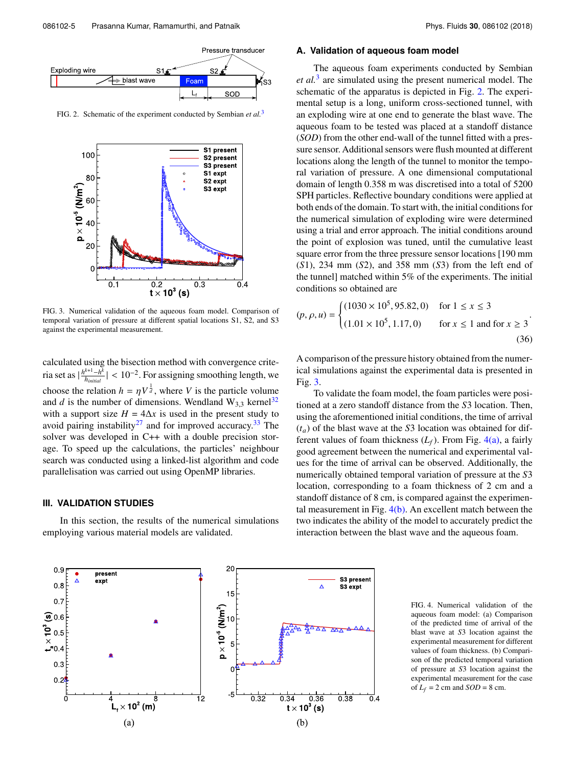FIG. 2. Schematic of the experiment conducted by Sembian *et al.*[3]

FIG. 3. Numerical validation of the aqueous foam model. Comparison of temporal variation of pressure at different spatial locations S1, S2, and S3 against the experimental measurement.

calculated using the bisection method with convergence criteria set as $|\frac{h^{k+1}-h^k}{h_{initial}}| < 10^{-2}$. For assigning smoothing length, we choose the relation $h = \eta V^{\frac{1}{d}}$, where $V$ is the particle volume and $d$ is the number of dimensions. Wendland $W_{3,3}$ kernel[32] with a support size $H = 4\Delta x$ is used in the present study to avoid pairing instability[27] and for improved accuracy.[33] The solver was developed in C++ with a double precision storage. To speed up the calculations, the particles' neighbour search was conducted using a linked-list algorithm and code parallelisation was carried out using OpenMP libraries.

## III. VALIDATION STUDIES

In this section, the results of the numerical simulations employing various material models are validated.

### A. Validation of aqueous foam model

The aqueous foam experiments conducted by Sembian *et al.*[3] are simulated using the present numerical model. The schematic of the apparatus is depicted in Fig. 2. The experimental setup is a long, uniform cross-sectioned tunnel, with an exploding wire at one end to generate the blast wave. The aqueous foam to be tested was placed at a standoff distance (*SOD*) from the other end-wall of the tunnel fitted with a pressure sensor. Additional sensors were flush mounted at different locations along the length of the tunnel to monitor the temporal variation of pressure. A one dimensional computational domain of length 0.358 m was discretised into a total of 5200 SPH particles. Reflective boundary conditions were applied at both ends of the domain. To start with, the initial conditions for the numerical simulation of exploding wire were determined using a trial and error approach. The initial conditions around the point of explosion was tuned, until the cumulative least square error from the three pressure sensor locations [190 mm (*S*1), 234 mm (*S*2), and 358 mm (*S*3) from the left end of the tunnel] matched within 5% of the experiments. The initial conditions so obtained are

$$(p, \rho, u) = \begin{cases} (1030 \times 10^5, 95.82, 0) & \text{for } 1 \leq x \leq 3 \\ (1.01 \times 10^5, 1.17, 0) & \text{for } x \leq 1 \text{ and for } x \geq 3 \end{cases}. \tag{36}$$

A comparison of the pressure history obtained from the numerical simulations against the experimental data is presented in Fig. 3.

To validate the foam model, the foam particles were positioned at a zero standoff distance from the *S*3 location. Then, using the aforementioned initial conditions, the time of arrival ($t_a$) of the blast wave at the *S*3 location was obtained for different values of foam thickness ($L_f$). From Fig. 4(a), a fairly good agreement between the numerical and experimental values for the time of arrival can be observed. Additionally, the numerically obtained temporal variation of pressure at the *S*3 location, corresponding to a foam thickness of 2 cm and a standoff distance of 8 cm, is compared against the experimental measurement in Fig. 4(b). An excellent match between the two indicates the ability of the model to accurately predict the interaction between the blast wave and the aqueous foam.

FIG. 4. Numerical validation of the aqueous foam model: (a) Comparison of the predicted time of arrival of the blast wave at *S*3 location against the experimental measurement for different values of foam thickness. (b) Comparison of the predicted temporal variation of pressure at *S*3 location against the experimental measurement for the case of $L_f$ = 2 cm and *SOD* = 8 cm.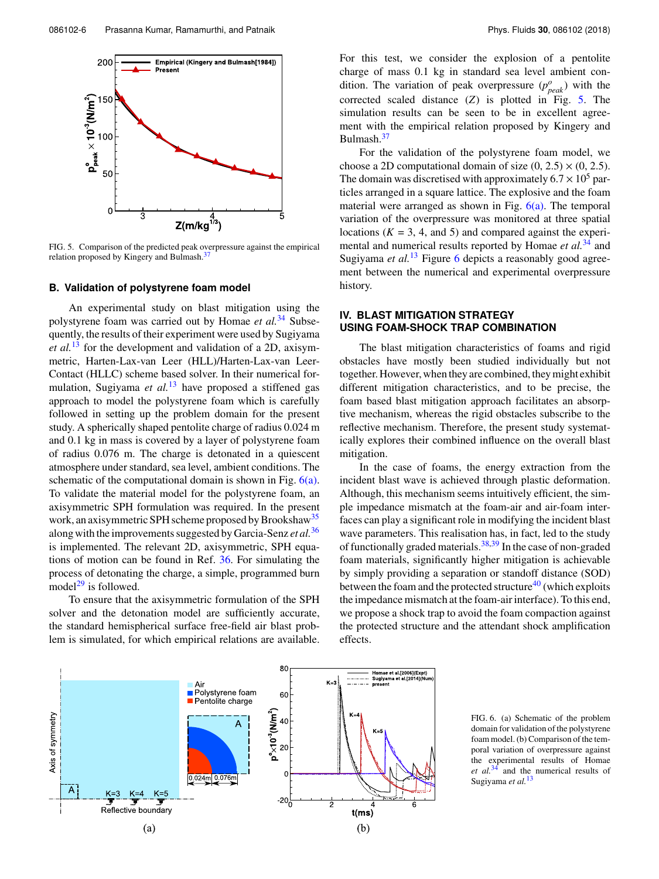FIG. 5. Comparison of the predicted peak overpressure against the empirical relation proposed by Kingery and Bulmash.[37]

## B. Validation of polystyrene foam model

An experimental study on blast mitigation using the polystyrene foam was carried out by Homae *et al.*[34] Subsequently, the results of their experiment were used by Sugiyama *et al.*[13] for the development and validation of a 2D, axisymmetric, Harten-Lax-van Leer (HLL)/Harten-Lax-van Leer-Contact (HLLC) scheme based solver. In their numerical formulation, Sugiyama *et al.*[13] have proposed a stiffened gas approach to model the polystyrene foam which is carefully followed in setting up the problem domain for the present study. A spherically shaped pentolite charge of radius 0.024 m and 0.1 kg in mass is covered by a layer of polystyrene foam of radius 0.076 m. The charge is detonated in a quiescent atmosphere under standard, sea level, ambient conditions. The schematic of the computational domain is shown in Fig. 6(a). To validate the material model for the polystyrene foam, an axisymmetric SPH formulation was required. In the present work, an axisymmetric SPH scheme proposed by Brookshaw[35] along with the improvements suggested by Garcia-Senz *et al.*[36] is implemented. The relevant 2D, axisymmetric, SPH equations of motion can be found in Ref. 36. For simulating the process of detonating the charge, a simple, programmed burn model[29] is followed.

To ensure that the axisymmetric formulation of the SPH solver and the detonation model are sufficiently accurate, the standard hemispherical surface free-field air blast problem is simulated, for which empirical relations are available. For this test, we consider the explosion of a pentolite charge of mass 0.1 kg in standard sea level ambient condition. The variation of peak overpressure ($p^{o}_{peak}$) with the corrected scaled distance ($Z$) is plotted in Fig. 5. The simulation results can be seen to be in excellent agreement with the empirical relation proposed by Kingery and Bulmash.[37]

For the validation of the polystyrene foam model, we choose a 2D computational domain of size $(0, 2.5) \times (0, 2.5)$. The domain was discretised with approximately $6.7 \times 10^5$ particles arranged in a square lattice. The explosive and the foam material were arranged as shown in Fig. 6(a). The temporal variation of the overpressure was monitored at three spatial locations ($K$ = 3, 4, and 5) and compared against the experimental and numerical results reported by Homae *et al.*[34] and Sugiyama *et al.*[13] Figure 6 depicts a reasonably good agreement between the numerical and experimental overpressure history.

# IV. BLAST MITIGATION STRATEGY USING FOAM-SHOCK TRAP COMBINATION

The blast mitigation characteristics of foams and rigid obstacles have mostly been studied individually but not together. However, when they are combined, they might exhibit different mitigation characteristics, and to be precise, the foam based blast mitigation approach facilitates an absorptive mechanism, whereas the rigid obstacles subscribe to the reflective mechanism. Therefore, the present study systematically explores their combined influence on the overall blast mitigation.

In the case of foams, the energy extraction from the incident blast wave is achieved through plastic deformation. Although, this mechanism seems intuitively efficient, the simple impedance mismatch at the foam-air and air-foam interfaces can play a significant role in modifying the incident blast wave parameters. This realisation has, in fact, led to the study of functionally graded materials.[38,39] In the case of non-graded foam materials, significantly higher mitigation is achievable by simply providing a separation or standoff distance (SOD) between the foam and the protected structure[40] (which exploits the impedance mismatch at the foam-air interface). To this end, we propose a shock trap to avoid the foam compaction against the protected structure and the attendant shock amplification effects.

FIG. 6. (a) Schematic of the problem domain for validation of the polystyrene foam model. (b) Comparison of the temporal variation of overpressure against the experimental results of Homae *et al.*[34] and the numerical results of Sugiyama *et al.*[13]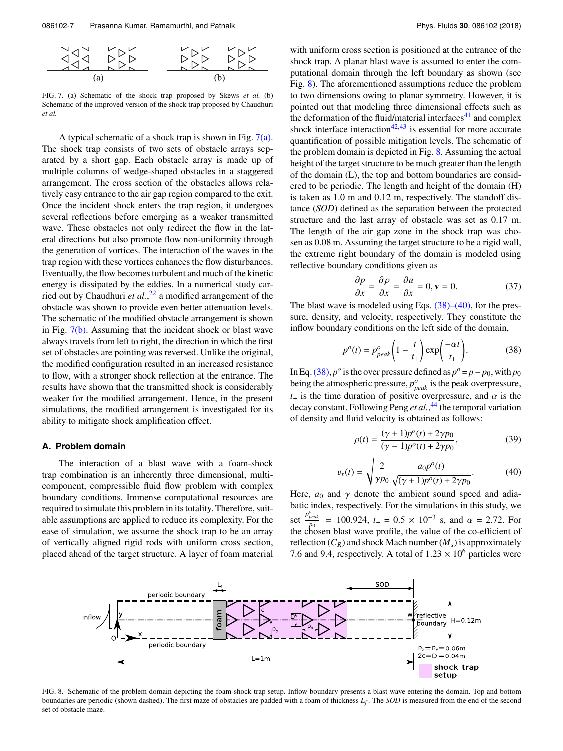FIG. 7. (a) Schematic of the shock trap proposed by Skews *et al.* (b) Schematic of the improved version of the shock trap proposed by Chaudhuri *et al.*

A typical schematic of a shock trap is shown in Fig. 7(a). The shock trap consists of two sets of obstacle arrays separated by a short gap. Each obstacle array is made up of multiple columns of wedge-shaped obstacles in a staggered arrangement. The cross section of the obstacles allows relatively easy entrance to the air gap region compared to the exit. Once the incident shock enters the trap region, it undergoes several reflections before emerging as a weaker transmitted wave. These obstacles not only redirect the flow in the lateral directions but also promote flow non-uniformity through the generation of vortices. The interaction of the waves in the trap region with these vortices enhances the flow disturbances. Eventually, the flow becomes turbulent and much of the kinetic energy is dissipated by the eddies. In a numerical study carried out by Chaudhuri *et al.*,[22] a modified arrangement of the obstacle was shown to provide even better attenuation levels. The schematic of the modified obstacle arrangement is shown in Fig. 7(b). Assuming that the incident shock or blast wave always travels from left to right, the direction in which the first set of obstacles are pointing was reversed. Unlike the original, the modified configuration resulted in an increased resistance to flow, with a stronger shock reflection at the entrance. The results have shown that the transmitted shock is considerably weaker for the modified arrangement. Hence, in the present simulations, the modified arrangement is investigated for its ability to mitigate shock amplification effect.

### A. Problem domain

The interaction of a blast wave with a foam-shock trap combination is an inherently three dimensional, multi-component, compressible fluid flow problem with complex boundary conditions. Immense computational resources are required to simulate this problem in its totality. Therefore, suitable assumptions are applied to reduce its complexity. For the ease of simulation, we assume the shock trap to be an array of vertically aligned rigid rods with uniform cross section, placed ahead of the target structure. A layer of foam material with uniform cross section is positioned at the entrance of the shock trap. A planar blast wave is assumed to enter the computational domain through the left boundary as shown (see Fig. 8). The aforementioned assumptions reduce the problem to two dimensions owing to planar symmetry. However, it is pointed out that modeling three dimensional effects such as the deformation of the fluid/material interfaces[41] and complex shock interface interaction[42,43] is essential for more accurate quantification of possible mitigation levels. The schematic of the problem domain is depicted in Fig. 8. Assuming the actual height of the target structure to be much greater than the length of the domain (L), the top and bottom boundaries are considered to be periodic. The length and height of the domain (H) is taken as 1.0 m and 0.12 m, respectively. The standoff distance (*SOD*) defined as the separation between the protected structure and the last array of obstacle was set as 0.17 m. The length of the air gap zone in the shock trap was chosen as 0.08 m. Assuming the target structure to be a rigid wall, the extreme right boundary of the domain is modeled using reflective boundary conditions given as

$$\frac{\partial p}{\partial x} = \frac{\partial \rho}{\partial x} = \frac{\partial u}{\partial x} = 0, \mathbf{v} = 0. \tag{37}$$

The blast wave is modeled using Eqs. (38)–(40), for the pressure, density, and velocity, respectively. They constitute the inflow boundary conditions on the left side of the domain,

$$p^o(t) = p^o_{peak}\left(1 - \frac{t}{t_+}\right)\exp\left(\frac{-\alpha t}{t_+}\right). \tag{38}$$

In Eq. (38), $p^o$ is the over pressure defined as $p^o = p - p_0$, with $p_0$ being the atmospheric pressure, $p^o_{peak}$ is the peak overpressure, $t_+$ is the time duration of positive overpressure, and $\alpha$ is the decay constant. Following Peng *et al.*,[44] the temporal variation of density and fluid velocity is obtained as follows:

$$\rho(t) = \frac{(\gamma+1)p^o(t) + 2\gamma p_0}{(\gamma-1)p^o(t) + 2\gamma p_0}, \tag{39}$$

$$v_x(t) = \sqrt{\frac{2}{\gamma p_0}}\frac{a_0 p^o(t)}{\sqrt{(\gamma+1)p^o(t) + 2\gamma p_0}}. \tag{40}$$

Here, $a_0$ and $\gamma$ denote the ambient sound speed and adiabatic index, respectively. For the simulations in this study, we set $\frac{p^o_{peak}}{p_0} = 100.924$, $t_+ = 0.5 \times 10^{-3}$ s, and $\alpha = 2.72$. For the chosen blast wave profile, the value of the co-efficient of reflection ($C_R$) and shock Mach number ($M_s$) is approximately 7.6 and 9.4, respectively. A total of $1.23 \times 10^6$ particles were

FIG. 8. Schematic of the problem domain depicting the foam-shock trap setup. Inflow boundary presents a blast wave entering the domain. Top and bottom boundaries are periodic (shown dashed). The first maze of obstacles are padded with a foam of thickness $L_f$. The *SOD* is measured from the end of the second set of obstacle maze.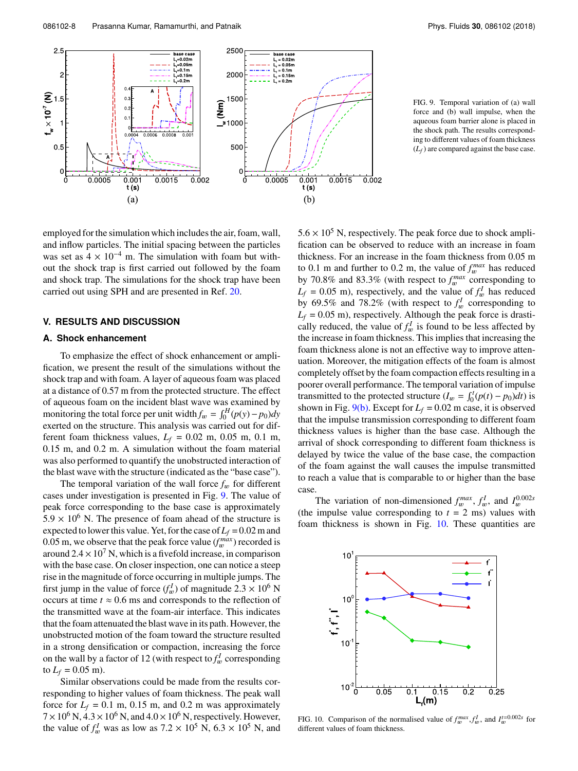FIG. 9. Temporal variation of (a) wall force and (b) wall impulse, when the aqueous foam barrier alone is placed in the shock path. The results corresponding to different values of foam thickness ($L_f$) are compared against the base case.

employed for the simulation which includes the air, foam, wall, and inflow particles. The initial spacing between the particles was set as $4 \times 10^{-4}$ m. The simulation with foam but without the shock trap is first carried out followed by the foam and shock trap. The simulations for the shock trap have been carried out using SPH and are presented in Ref. 20.

## V. RESULTS AND DISCUSSION

### A. Shock enhancement

To emphasize the effect of shock enhancement or amplification, we present the result of the simulations without the shock trap and with foam. A layer of aqueous foam was placed at a distance of 0.57 m from the protected structure. The effect of aqueous foam on the incident blast wave was examined by monitoring the total force per unit width $f_w = \int_0^H (p(y) - p_0)dy$ exerted on the structure. This analysis was carried out for different foam thickness values, $L_f$ = 0.02 m, 0.05 m, 0.1 m, 0.15 m, and 0.2 m. A simulation without the foam material was also performed to quantify the unobstructed interaction of the blast wave with the structure (indicated as the "base case").

The temporal variation of the wall force $f_w$ for different cases under investigation is presented in Fig. 9. The value of peak force corresponding to the base case is approximately $5.9 \times 10^6$ N. The presence of foam ahead of the structure is expected to lower this value. Yet, for the case of $L_f$ = 0.02 m and 0.05 m, we observe that the peak force value ($f_w^{max}$) recorded is around $2.4 \times 10^7$ N, which is a fivefold increase, in comparison with the base case. On closer inspection, one can notice a steep rise in the magnitude of force occurring in multiple jumps. The first jump in the value of force ($f_w^I$) of magnitude $2.3 \times 10^6$ N occurs at time $t \approx 0.6$ ms and corresponds to the reflection of the transmitted wave at the foam-air interface. This indicates that the foam attenuated the blast wave in its path. However, the unobstructed motion of the foam toward the structure resulted in a strong densification or compaction, increasing the force on the wall by a factor of 12 (with respect to $f_w^I$ corresponding to $L_f$ = 0.05 m).

Similar observations could be made from the results corresponding to higher values of foam thickness. The peak wall force for $L_f$ = 0.1 m, 0.15 m, and 0.2 m was approximately $7 \times 10^6$ N, $4.3 \times 10^6$ N, and $4.0 \times 10^6$ N, respectively. However, the value of $f_w^I$ was as low as $7.2 \times 10^5$ N, $6.3 \times 10^5$ N, and $5.6 \times 10^5$ N, respectively. The peak force due to shock amplification can be observed to reduce with an increase in foam thickness. For an increase in the foam thickness from 0.05 m to 0.1 m and further to 0.2 m, the value of $f_w^{max}$ has reduced by 70.8% and 83.3% (with respect to $f_w^{max}$ corresponding to $L_f$ = 0.05 m), respectively, and the value of $f_w^I$ has reduced by 69.5% and 78.2% (with respect to $f_w^I$ corresponding to $L_f$ = 0.05 m), respectively. Although the peak force is drastically reduced, the value of $f_w^I$ is found to be less affected by the increase in foam thickness. This implies that increasing the foam thickness alone is not an effective way to improve attenuation. Moreover, the mitigation effects of the foam is almost completely offset by the foam compaction effects resulting in a poorer overall performance. The temporal variation of impulse transmitted to the protected structure ($I_w = \int_0^t (p(t) - p_0)dt$) is shown in Fig. 9(b). Except for $L_f$ = 0.02 m case, it is observed that the impulse transmission corresponding to different foam thickness values is higher than the base case. Although the arrival of shock corresponding to different foam thickness is delayed by twice the value of the base case, the compaction of the foam against the wall causes the impulse transmitted to reach a value that is comparable to or higher than the base case.

The variation of non-dimensioned $f_w^{max}$, $f_w^I$, and $I_w^{0.002s}$ (the impulse value corresponding to $t$ = 2 ms) values with foam thickness is shown in Fig. 10. These quantities are

FIG. 10. Comparison of the normalised value of $f_w^{max}$, $f_w^I$, and $I_w^{t=0.002s}$ for different values of foam thickness.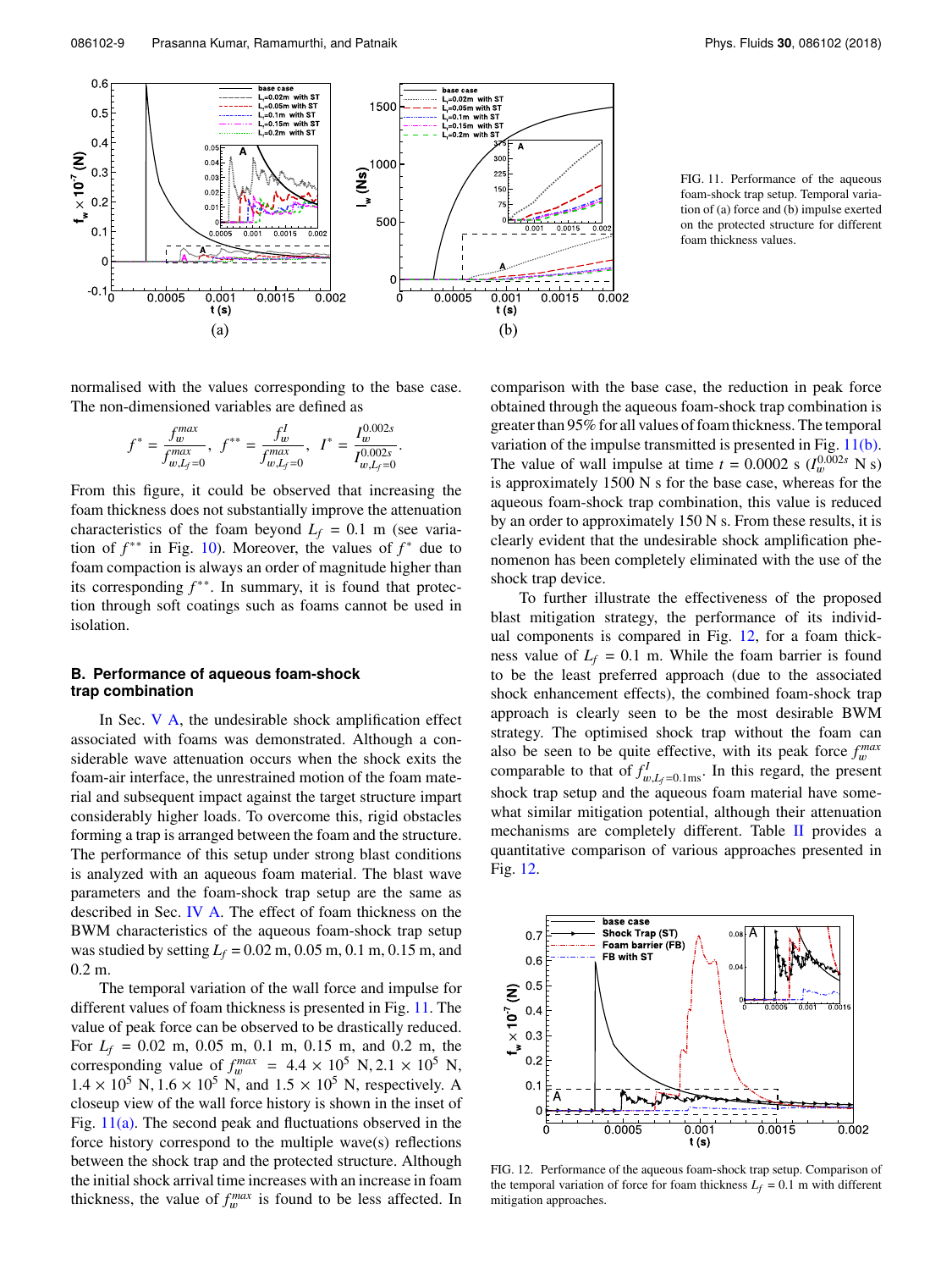FIG. 11. Performance of the aqueous foam-shock trap setup. Temporal variation of (a) force and (b) impulse exerted on the protected structure for different foam thickness values.

normalised with the values corresponding to the base case. The non-dimensioned variables are defined as

$$f^* = \frac{f_w^{max}}{f_{w,L_f=0}^{max}}, \quad f^{**} = \frac{f_w^I}{f_{w,L_f=0}^{max}}, \quad I^* = \frac{I_w^{0.002s}}{I_{w,L_f=0}^{0.002s}}.$$

From this figure, it could be observed that increasing the foam thickness does not substantially improve the attenuation characteristics of the foam beyond $L_f = 0.1$ m (see variation of $f^{**}$ in Fig. 10). Moreover, the values of $f^*$ due to foam compaction is always an order of magnitude higher than its corresponding $f^{**}$. In summary, it is found that protection through soft coatings such as foams cannot be used in isolation.

### B. Performance of aqueous foam-shock trap combination

In Sec. V A, the undesirable shock amplification effect associated with foams was demonstrated. Although a considerable wave attenuation occurs when the shock exits the foam-air interface, the unrestrained motion of the foam material and subsequent impact against the target structure impart considerably higher loads. To overcome this, rigid obstacles forming a trap is arranged between the foam and the structure. The performance of this setup under strong blast conditions is analyzed with an aqueous foam material. The blast wave parameters and the foam-shock trap setup are the same as described in Sec. IV A. The effect of foam thickness on the BWM characteristics of the aqueous foam-shock trap setup was studied by setting $L_f$ = 0.02 m, 0.05 m, 0.1 m, 0.15 m, and 0.2 m.

The temporal variation of the wall force and impulse for different values of foam thickness is presented in Fig. 11. The value of peak force can be observed to be drastically reduced. For $L_f$ = 0.02 m, 0.05 m, 0.1 m, 0.15 m, and 0.2 m, the corresponding value of $f_w^{max} = 4.4 \times 10^5$ N, $2.1 \times 10^5$ N, $1.4 \times 10^5$ N, $1.6 \times 10^5$ N, and $1.5 \times 10^5$ N, respectively. A closeup view of the wall force history is shown in the inset of Fig. 11(a). The second peak and fluctuations observed in the force history correspond to the multiple wave(s) reflections between the shock trap and the protected structure. Although the initial shock arrival time increases with an increase in foam thickness, the value of $f_w^{max}$ is found to be less affected. In comparison with the base case, the reduction in peak force obtained through the aqueous foam-shock trap combination is greater than 95% for all values of foam thickness. The temporal variation of the impulse transmitted is presented in Fig. 11(b). The value of wall impulse at time $t$ = 0.0002 s ($I_w^{0.002s}$ N s) is approximately 1500 N s for the base case, whereas for the aqueous foam-shock trap combination, this value is reduced by an order to approximately 150 N s. From these results, it is clearly evident that the undesirable shock amplification phenomenon has been completely eliminated with the use of the shock trap device.

To further illustrate the effectiveness of the proposed blast mitigation strategy, the performance of its individual components is compared in Fig. 12, for a foam thickness value of $L_f$ = 0.1 m. While the foam barrier is found to be the least preferred approach (due to the associated shock enhancement effects), the combined foam-shock trap approach is clearly seen to be the most desirable BWM strategy. The optimised shock trap without the foam can also be seen to be quite effective, with its peak force $f_w^{max}$ comparable to that of $f_{w,L_f=0.1\text{ms}}^I$. In this regard, the present shock trap setup and the aqueous foam material have somewhat similar mitigation potential, although their attenuation mechanisms are completely different. Table II provides a quantitative comparison of various approaches presented in Fig. 12.

FIG. 12. Performance of the aqueous foam-shock trap setup. Comparison of the temporal variation of force for foam thickness $L_f$ = 0.1 m with different mitigation approaches.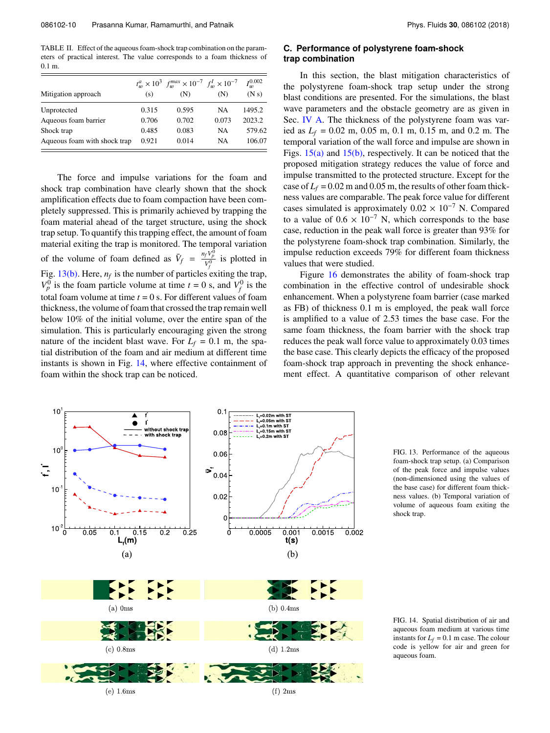TABLE II. Effect of the aqueous foam-shock trap combination on the parameters of practical interest. The value corresponds to a foam thickness of 0.1 m.

| Mitigation approach | $t_w^a \times 10^3$ (s) | $f_w^{max} \times 10^{-7}$ (N) | $f_w^I \times 10^{-7}$ (N) | $I_w^{0.002}$ (N s) |
|---|---|---|---|---|
| Unprotected | 0.315 | 0.595 | NA | 1495.2 |
| Aqueous foam barrier | 0.706 | 0.702 | 0.073 | 2023.2 |
| Shock trap | 0.485 | 0.083 | NA | 579.62 |
| Aqueous foam with shock trap | 0.921 | 0.014 | NA | 106.07 |

The force and impulse variations for the foam and shock trap combination have clearly shown that the shock amplification effects due to foam compaction have been completely suppressed. This is primarily achieved by trapping the foam material ahead of the target structure, using the shock trap setup. To quantify this trapping effect, the amount of foam material exiting the trap is monitored. The temporal variation of the volume of foam defined as $\bar{V}_f = \frac{n_f V_p^0}{V_f^0}$ is plotted in Fig. 13(b). Here, $n_f$ is the number of particles exiting the trap, $V_p^0$ is the foam particle volume at time $t = 0$ s, and $V_f^0$ is the total foam volume at time $t = 0$ s. For different values of foam thickness, the volume of foam that crossed the trap remain well below 10% of the initial volume, over the entire span of the simulation. This is particularly encouraging given the strong nature of the incident blast wave. For $L_f = 0.1$ m, the spatial distribution of the foam and air medium at different time instants is shown in Fig. 14, where effective containment of foam within the shock trap can be noticed.

### C. Performance of polystyrene foam-shock trap combination

In this section, the blast mitigation characteristics of the polystyrene foam-shock trap setup under the strong blast conditions are presented. For the simulation, the blast wave parameters and the obstacle geometry are as given in Sec. IV A. The thickness of the polystyrene foam was varied as $L_f = 0.02$ m, 0.05 m, 0.1 m, 0.15 m, and 0.2 m. The temporal variation of the wall force and impulse are shown in Figs. 15(a) and 15(b), respectively. It can be noticed that the proposed mitigation strategy reduces the value of force and impulse transmitted to the protected structure. Except for the case of $L_f = 0.02$ m and 0.05 m, the results of other foam thickness values are comparable. The peak force value for different cases simulated is approximately $0.02 \times 10^{-7}$ N. Compared to a value of $0.6 \times 10^{-7}$ N, which corresponds to the base case, reduction in the peak wall force is greater than 93% for the polystyrene foam-shock trap combination. Similarly, the impulse reduction exceeds 79% for different foam thickness values that were studied.

Figure 16 demonstrates the ability of foam-shock trap combination in the effective control of undesirable shock enhancement. When a polystyrene foam barrier (case marked as FB) of thickness 0.1 m is employed, the peak wall force is amplified to a value of 2.53 times the base case. For the same foam thickness, the foam barrier with the shock trap reduces the peak wall force value to approximately 0.03 times the base case. This clearly depicts the efficacy of the proposed foam-shock trap approach in preventing the shock enhancement effect. A quantitative comparison of other relevant

FIG. 13. Performance of the aqueous foam-shock trap setup. (a) Comparison of the peak force and impulse values (non-dimensioned using the values of the base case) for different foam thickness values. (b) Temporal variation of volume of aqueous foam exiting the shock trap.

FIG. 14. Spatial distribution of air and aqueous foam medium at various time instants for $L_f = 0.1$ m case. The colour code is yellow for air and green for aqueous foam.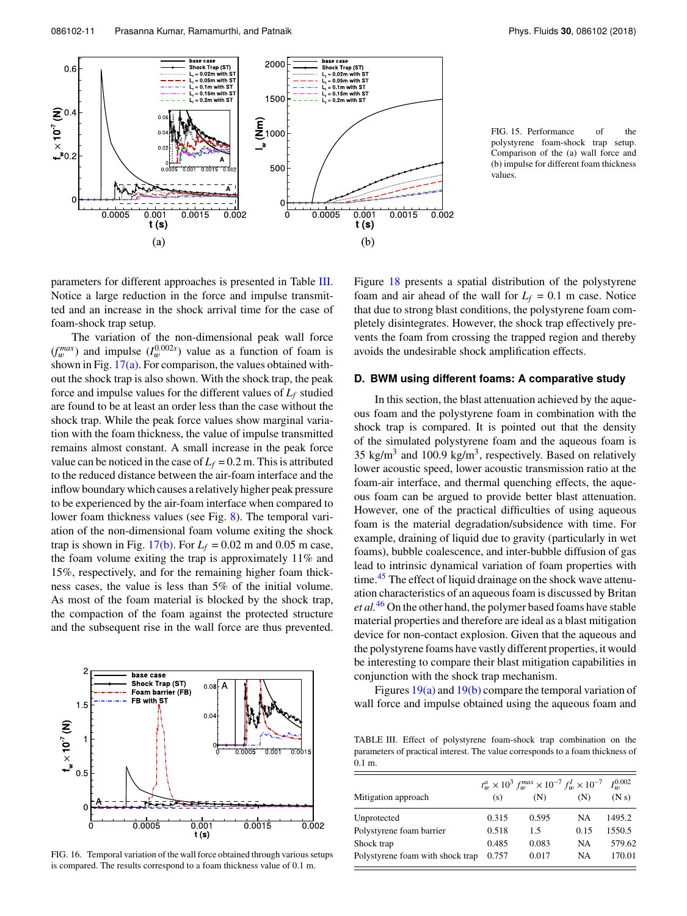FIG. 15. Performance of the polystyrene foam-shock trap setup. Comparison of the (a) wall force and (b) impulse for different foam thickness values.

parameters for different approaches is presented in Table III. Notice a large reduction in the force and impulse transmitted and an increase in the shock arrival time for the case of foam-shock trap setup.

The variation of the non-dimensional peak wall force ($f_w^{max}$) and impulse ($I_w^{0.002s}$) value as a function of foam is shown in Fig. 17(a). For comparison, the values obtained without the shock trap is also shown. With the shock trap, the peak force and impulse values for the different values of $L_f$ studied are found to be at least an order less than the case without the shock trap. While the peak force values show marginal variation with the foam thickness, the value of impulse transmitted remains almost constant. A small increase in the peak force value can be noticed in the case of $L_f = 0.2$ m. This is attributed to the reduced distance between the air-foam interface and the inflow boundary which causes a relatively higher peak pressure to be experienced by the air-foam interface when compared to lower foam thickness values (see Fig. 8). The temporal variation of the non-dimensional foam volume exiting the shock trap is shown in Fig. 17(b). For $L_f = 0.02$ m and 0.05 m case, the foam volume exiting the trap is approximately 11% and 15%, respectively, and for the remaining higher foam thickness cases, the value is less than 5% of the initial volume. As most of the foam material is blocked by the shock trap, the compaction of the foam against the protected structure and the subsequent rise in the wall force are thus prevented.

FIG. 16. Temporal variation of the wall force obtained through various setups is compared. The results correspond to a foam thickness value of 0.1 m.

Figure 18 presents a spatial distribution of the polystyrene foam and air ahead of the wall for $L_f = 0.1$ m case. Notice that due to strong blast conditions, the polystyrene foam completely disintegrates. However, the shock trap effectively prevents the foam from crossing the trapped region and thereby avoids the undesirable shock amplification effects.

### D. BWM using different foams: A comparative study

In this section, the blast attenuation achieved by the aqueous foam and the polystyrene foam in combination with the shock trap is compared. It is pointed out that the density of the simulated polystyrene foam and the aqueous foam is 35 kg/m$^3$ and 100.9 kg/m$^3$, respectively. Based on relatively lower acoustic speed, lower acoustic transmission ratio at the foam-air interface, and thermal quenching effects, the aqueous foam can be argued to provide better blast attenuation. However, one of the practical difficulties of using aqueous foam is the material degradation/subsidence with time. For example, draining of liquid due to gravity (particularly in wet foams), bubble coalescence, and inter-bubble diffusion of gas lead to intrinsic dynamical variation of foam properties with time.[45] The effect of liquid drainage on the shock wave attenuation characteristics of an aqueous foam is discussed by Britan *et al.*[46] On the other hand, the polymer based foams have stable material properties and therefore are ideal as a blast mitigation device for non-contact explosion. Given that the aqueous and the polystyrene foams have vastly different properties, it would be interesting to compare their blast mitigation capabilities in conjunction with the shock trap mechanism.

Figures 19(a) and 19(b) compare the temporal variation of wall force and impulse obtained using the aqueous foam and

TABLE III. Effect of polystyrene foam-shock trap combination on the parameters of practical interest. The value corresponds to a foam thickness of 0.1 m.

| Mitigation approach | $t_w^a \times 10^3$ (s) | $f_w^{max} \times 10^{-7}$ (N) | $f_w^I \times 10^{-7}$ (N) | $I_w^{0.002}$ (N s) |
|---|---|---|---|---|
| Unprotected | 0.315 | 0.595 | NA | 1495.2 |
| Polystyrene foam barrier | 0.518 | 1.5 | 0.15 | 1550.5 |
| Shock trap | 0.485 | 0.083 | NA | 579.62 |
| Polystyrene foam with shock trap | 0.757 | 0.017 | NA | 170.01 |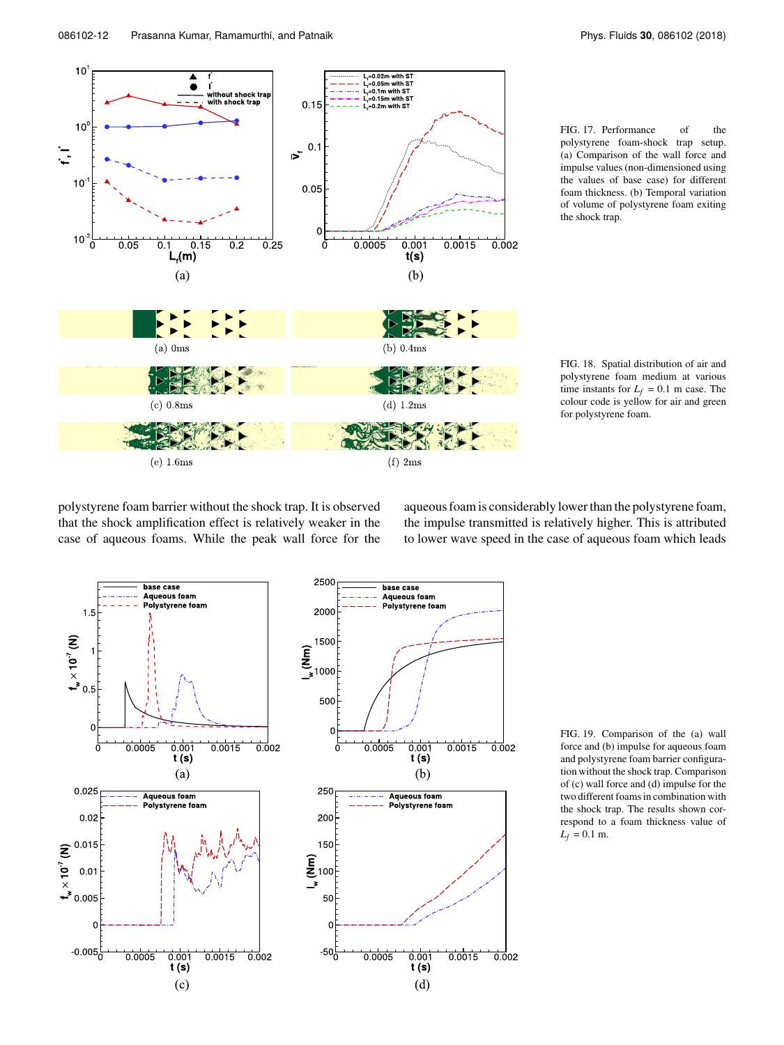FIG. 17. Performance of the polystyrene foam-shock trap setup. (a) Comparison of the wall force and impulse values (non-dimensionased using the values of base case) for different foam thickness. (b) Temporal variation of volume of polystyrene foam exiting the shock trap.

FIG. 18. Spatial distribution of air and polystyrene foam medium at various time instants for $L_f$ = 0.1 m case. The colour code is yellow for air and green for polystyrene foam.

polystyrene foam barrier without the shock trap. It is observed that the shock amplification effect is relatively weaker in the case of aqueous foams. While the peak wall force for the aqueous foam is considerably lower than the polystyrene foam, the impulse transmitted is relatively higher. This is attributed to lower wave speed in the case of aqueous foam which leads

FIG. 19. Comparison of the (a) wall force and (b) impulse for aqueous foam and polystyrene foam barrier configuration without the shock trap. Comparison of (c) wall force and (d) impulse for the two different foams in combination with the shock trap. The results shown correspond to a foam thickness value of $L_f$ = 0.1 m.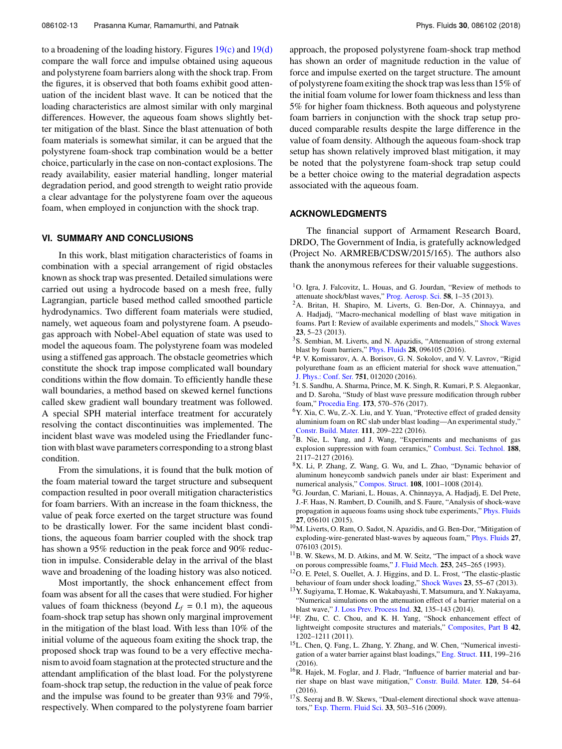to a broadening of the loading history. Figures 19(c) and 19(d) compare the wall force and impulse obtained using aqueous and polystyrene foam barriers along with the shock trap. From the figures, it is observed that both foams exhibit good attenuation of the incident blast wave. It can be noticed that the loading characteristics are almost similar with only marginal differences. However, the aqueous foam shows slightly better mitigation of the blast. Since the blast attenuation of both foam materials is somewhat similar, it can be argued that the polystyrene foam-shock trap combination would be a better choice, particularly in the case on non-contact explosions. The ready availability, easier material handling, longer material degradation period, and good strength to weight ratio provide a clear advantage for the polystyrene foam over the aqueous foam, when employed in conjunction with the shock trap.

## VI. SUMMARY AND CONCLUSIONS

In this work, blast mitigation characteristics of foams in combination with a special arrangement of rigid obstacles known as shock trap was presented. Detailed simulations were carried out using a hydrocode based on a mesh free, fully Lagrangian, particle based method called smoothed particle hydrodynamics. Two different foam materials were studied, namely, wet aqueous foam and polystyrene foam. A pseudo-gas approach with Nobel-Abel equation of state was used to model the aqueous foam. The polystyrene foam was modeled using a stiffened gas approach. The obstacle geometries which constitute the shock trap impose complicated wall boundary conditions within the flow domain. To efficiently handle these wall boundaries, a method based on skewed kernel functions called skew gradient wall boundary treatment was followed. A special SPH material interface treatment for accurately resolving the contact discontinuities was implemented. The incident blast wave was modeled using the Friedlander function with blast wave parameters corresponding to a strong blast condition.

From the simulations, it is found that the bulk motion of the foam material toward the target structure and subsequent compaction resulted in poor overall mitigation characteristics for foam barriers. With an increase in the foam thickness, the value of peak force exerted on the target structure was found to be drastically lower. For the same incident blast conditions, the aqueous foam barrier coupled with the shock trap has shown a 95% reduction in the peak force and 90% reduction in impulse. Considerable delay in the arrival of the blast wave and broadening of the loading history was also noticed.

Most importantly, the shock enhancement effect from foam was absent for all the cases that were studied. For higher values of foam thickness (beyond $L_f$ = 0.1 m), the aqueous foam-shock trap setup has shown only marginal improvement in the mitigation of the blast load. With less than 10% of the initial volume of the aqueous foam exiting the shock trap, the proposed shock trap was found to be a very effective mechanism to avoid foam stagnation at the protected structure and the attendant amplification of the blast load. For the polystyrene foam-shock trap setup, the reduction in the value of peak force and the impulse was found to be greater than 93% and 79%, respectively. When compared to the polystyrene foam barrier approach, the proposed polystyrene foam-shock trap method has shown an order of magnitude reduction in the value of force and impulse exerted on the target structure. The amount of polystyrene foam exiting the shock trap was less than 15% of the initial foam volume for lower foam thickness and less than 5% for higher foam thickness. Both aqueous and polystyrene foam barriers in conjunction with the shock trap setup produced comparable results despite the large difference in the value of foam density. Although the aqueous foam-shock trap setup has shown relatively improved blast mitigation, it may be noted that the polystyrene foam-shock trap setup could be a better choice owing to the material degradation aspects associated with the aqueous foam.

## ACKNOWLEDGMENTS

The financial support of Armament Research Board, DRDO, The Government of India, is gratefully acknowledged (Project No. ARMREB/CDSW/2015/165). The authors also thank the anonymous referees for their valuable suggestions.

[1] O. Igra, J. Falcovitz, L. Houas, and G. Jourdan, "Review of methods to attenuate shock/blast waves," Prog. Aerosp. Sci. **58**, 1–35 (2013).

[2] A. Britan, H. Shapiro, M. Liverts, G. Ben-Dor, A. Chinnayya, and A. Hadjadj, "Macro-mechanical modelling of blast wave mitigation in foams. Part I: Review of available experiments and models," Shock Waves **23**, 5–23 (2013).

[3] S. Sembian, M. Liverts, and N. Apazidis, "Attenuation of strong external blast by foam barriers," Phys. Fluids **28**, 096105 (2016).

[4] P. V. Komissarov, A. A. Borisov, G. N. Sokolov, and V. V. Lavrov, "Rigid polyurethane foam as an efficient material for shock wave attenuation," J. Phys.: Conf. Ser. **751**, 012020 (2016).

[5] I. S. Sandhu, A. Sharma, Prince, M. K. Singh, R. Kumari, P. S. Alegaonkar, and D. Saroha, "Study of blast wave pressure modification through rubber foam," Procedia Eng. **173**, 570–576 (2017).

[6] Y. Xia, C. Wu, Z.-X. Liu, and Y. Yuan, "Protective effect of graded density aluminium foam on RC slab under blast loading—An experimental study," Constr. Build. Mater. **111**, 209–222 (2016).

[7] B. Nie, L. Yang, and J. Wang, "Experiments and mechanisms of gas explosion suppression with foam ceramics," Combust. Sci. Technol. **188**, 2117–2127 (2016).

[8] X. Li, P. Zhang, Z. Wang, G. Wu, and L. Zhao, "Dynamic behavior of aluminum honeycomb sandwich panels under air blast: Experiment and numerical analysis," Compos. Struct. **108**, 1001–1008 (2014).

[9] G. Jourdan, C. Mariani, L. Houas, A. Chinnayya, A. Hadjadj, E. Del Prete, J.-F. Haas, N. Rambert, D. Counilh, and S. Faure, "Analysis of shock-wave propagation in aqueous foams using shock tube experiments," Phys. Fluids **27**, 056101 (2015).

[10] M. Liverts, O. Ram, O. Sadot, N. Apazidis, and G. Ben-Dor, "Mitigation of exploding-wire-generated blast-waves by aqueous foam," Phys. Fluids **27**, 076103 (2015).

[11] B. W. Skews, M. D. Atkins, and M. W. Seitz, "The impact of a shock wave on porous compressible foams," J. Fluid Mech. **253**, 245–265 (1993).

[12] O. E. Petel, S. Ouellet, A. J. Higgins, and D. L. Frost, "The elastic-plastic behaviour of foam under shock loading," Shock Waves **23**, 55–67 (2013).

[13] Y. Sugiyama, T. Homae, K. Wakabayashi, T. Matsumura, and Y. Nakayama, "Numerical simulations on the attenuation effect of a barrier material on a blast wave," J. Loss Prev. Process Ind. **32**, 135–143 (2014).

[14] F. Zhu, C. C. Chou, and K. H. Yang, "Shock enhancement effect of lightweight composite structures and materials," Composites, Part B **42**, 1202–1211 (2011).

[15] L. Chen, Q. Fang, L. Zhang, Y. Zhang, and W. Chen, "Numerical investigation of a water barrier against blast loadings," Eng. Struct. **111**, 199–216 (2016).

[16] R. Hajek, M. Foglar, and J. Fladr, "Influence of barrier material and barrier shape on blast wave mitigation," Constr. Build. Mater. **120**, 54–64 (2016).

[17] S. Seeraj and B. W. Skews, "Dual-element directional shock wave attenuators," Exp. Therm. Fluid Sci. **33**, 503–516 (2009).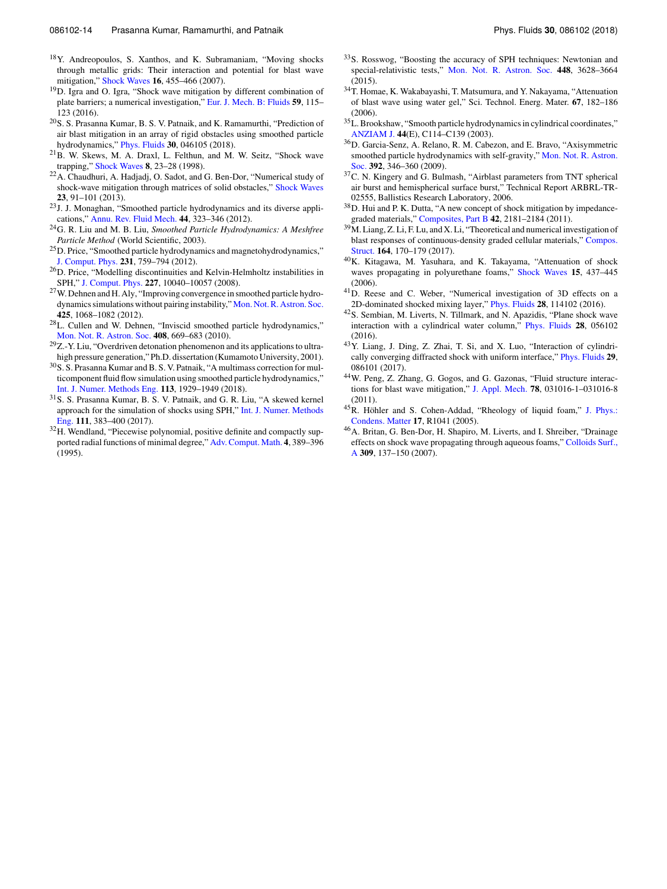[18] Y. Andreopoulos, S. Xanthos, and K. Subramaniam, "Moving shocks through metallic grids: Their interaction and potential for blast wave mitigation," Shock Waves **16**, 455–466 (2007).

[19] D. Igra and O. Igra, "Shock wave mitigation by different combination of plate barriers; a numerical investigation," Eur. J. Mech. B: Fluids **59**, 115–123 (2016).

[20] S. S. Prasanna Kumar, B. S. V. Patnaik, and K. Ramamurthi, "Prediction of air blast mitigation in an array of rigid obstacles using smoothed particle hydrodynamics," Phys. Fluids **30**, 046105 (2018).

[21] B. W. Skews, M. A. Draxl, L. Felthun, and M. W. Seitz, "Shock wave trapping," Shock Waves **8**, 23–28 (1998).

[22] A. Chaudhuri, A. Hadjadj, O. Sadot, and G. Ben-Dor, "Numerical study of shock-wave mitigation through matrices of solid obstacles," Shock Waves **23**, 91–101 (2013).

[23] J. J. Monaghan, "Smoothed particle hydrodynamics and its diverse applications," Annu. Rev. Fluid Mech. **44**, 323–346 (2012).

[24] G. R. Liu and M. B. Liu, *Smoothed Particle Hydrodynamics: A Meshfree Particle Method* (World Scientific, 2003).

[25] D. Price, "Smoothed particle hydrodynamics and magnetohydrodynamics," J. Comput. Phys. **231**, 759–794 (2012).

[26] D. Price, "Modelling discontinuities and Kelvin-Helmholtz instabilities in SPH," J. Comput. Phys. **227**, 10040–10057 (2008).

[27] W. Dehnen and H. Aly, "Improving convergence in smoothed particle hydrodynamics simulations without pairing instability," Mon. Not. R. Astron. Soc. **425**, 1068–1082 (2012).

[28] L. Cullen and W. Dehnen, "Inviscid smoothed particle hydrodynamics," Mon. Not. R. Astron. Soc. **408**, 669–683 (2010).

[29] Z.-Y. Liu, "Overdriven detonation phenomenon and its applications to ultra-high pressure generation," Ph.D. dissertation (Kumamoto University, 2001).

[30] S. S. Prasanna Kumar and B. S. V. Patnaik, "A multimass correction for multicomponent fluid flow simulation using smoothed particle hydrodynamics," Int. J. Numer. Methods Eng. **113**, 1929–1949 (2018).

[31] S. S. Prasanna Kumar, B. S. V. Patnaik, and G. R. Liu, "A skewed kernel approach for the simulation of shocks using SPH," Int. J. Numer. Methods Eng. **111**, 383–400 (2017).

[32] H. Wendland, "Piecewise polynomial, positive definite and compactly supported radial functions of minimal degree," Adv. Comput. Math. **4**, 389–396 (1995).

[33] S. Rosswog, "Boosting the accuracy of SPH techniques: Newtonian and special-relativistic tests," Mon. Not. R. Astron. Soc. **448**, 3628–3664 (2015).

[34] T. Homae, K. Wakabayashi, T. Matsumura, and Y. Nakayama, "Attenuation of blast wave using water gel," Sci. Technol. Energ. Mater. **67**, 182–186 (2006).

[35] L. Brookshaw, "Smooth particle hydrodynamics in cylindrical coordinates," ANZIAM J. **44**(E), C114–C139 (2003).

[36] D. Garcia-Senz, A. Relano, R. M. Cabezon, and E. Bravo, "Axisymmetric smoothed particle hydrodynamics with self-gravity," Mon. Not. R. Astron. Soc. **392**, 346–360 (2009).

[37] C. N. Kingery and G. Bulmash, "Airblast parameters from TNT spherical air burst and hemispherical surface burst," Technical Report ARBRL-TR-02555, Ballistics Research Laboratory, 2006.

[38] D. Hui and P. K. Dutta, "A new concept of shock mitigation by impedance-graded materials," Composites, Part B **42**, 2181–2184 (2011).

[39] M. Liang, Z. Li, F. Lu, and X. Li, "Theoretical and numerical investigation of blast responses of continuous-density graded cellular materials," Compos. Struct. **164**, 170–179 (2017).

[40] K. Kitagawa, M. Yasuhara, and K. Takayama, "Attenuation of shock waves propagating in polyurethane foams," Shock Waves **15**, 437–445 (2006).

[41] D. Reese and C. Weber, "Numerical investigation of 3D effects on a 2D-dominated shocked mixing layer," Phys. Fluids **28**, 114102 (2016).

[42] S. Sembian, M. Liverts, N. Tillmark, and N. Apazidis, "Plane shock wave interaction with a cylindrical water column," Phys. Fluids **28**, 056102 (2016).

[43] Y. Liang, J. Ding, Z. Zhai, T. Si, and X. Luo, "Interaction of cylindrically converging diffracted shock with uniform interface," Phys. Fluids **29**, 086101 (2017).

[44] W. Peng, Z. Zhang, G. Gogos, and G. Gazonas, "Fluid structure interactions for blast wave mitigation," J. Appl. Mech. **78**, 031016-1–031016-8 (2011).

[45] R. Höhler and S. Cohen-Addad, "Rheology of liquid foam," J. Phys.: Condens. Matter **17**, R1041 (2005).

[46] A. Britan, G. Ben-Dor, H. Shapiro, M. Liverts, and I. Shreiber, "Drainage effects on shock wave propagating through aqueous foams," Colloids Surf., A **309**, 137–150 (2007).